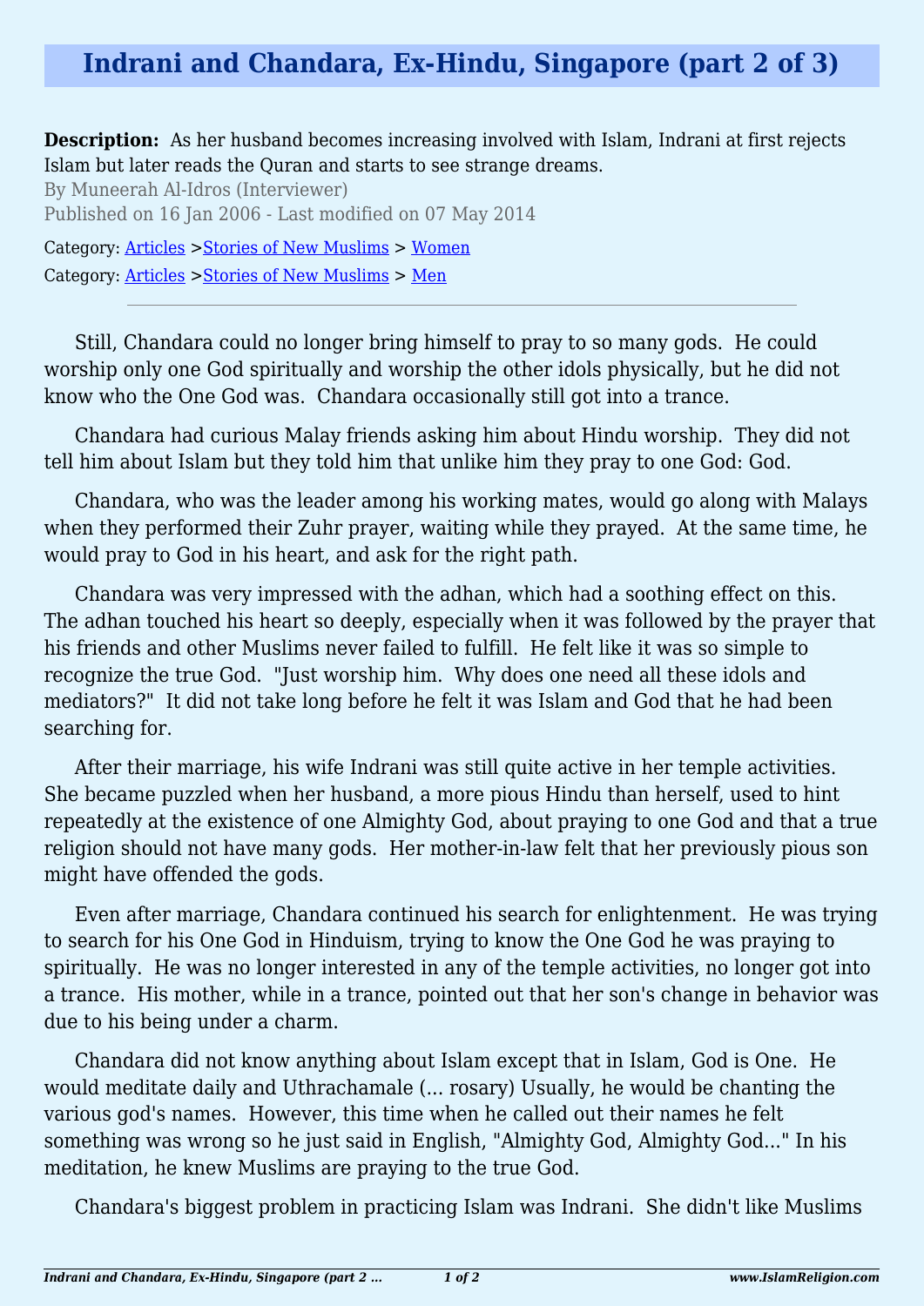# Indrani and Chandara, Ex-Hindu, Singapore (part 2 of 3)

**Description:** As her husband becomes increasing involved with Islam, Indrani at first rejects Islam but later reads the Quran and starts to see strange dreams.

By Muneerah Al-Idros (Interviewer)

Published on 16 Jan 2006 - Last modified on 07 May 2014

Category: Articles >Stories of New Muslims > Women

Category: Articles >Stories of New Muslims > Men

---

Still, Chandara could no longer bring himself to pray to so many gods. He could worship only one God spiritually and worship the other idols physically, but he did not know who the One God was. Chandara occasionally still got into a trance.

Chandara had curious Malay friends asking him about Hindu worship. They did not tell him about Islam but they told him that unlike him they pray to one God: God.

Chandara, who was the leader among his working mates, would go along with Malays when they performed their Zuhr prayer, waiting while they prayed. At the same time, he would pray to God in his heart, and ask for the right path.

Chandara was very impressed with the adhan, which had a soothing effect on this. The adhan touched his heart so deeply, especially when it was followed by the prayer that his friends and other Muslims never failed to fulfill. He felt like it was so simple to recognize the true God. "Just worship him. Why does one need all these idols and mediators?" It did not take long before he felt it was Islam and God that he had been searching for.

After their marriage, his wife Indrani was still quite active in her temple activities. She became puzzled when her husband, a more pious Hindu than herself, used to hint repeatedly at the existence of one Almighty God, about praying to one God and that a true religion should not have many gods. Her mother-in-law felt that her previously pious son might have offended the gods.

Even after marriage, Chandara continued his search for enlightenment. He was trying to search for his One God in Hinduism, trying to know the One God he was praying to spiritually. He was no longer interested in any of the temple activities, no longer got into a trance. His mother, while in a trance, pointed out that her son's change in behavior was due to his being under a charm.

Chandara did not know anything about Islam except that in Islam, God is One. He would meditate daily and Uthrachamale (... rosary) Usually, he would be chanting the various god's names. However, this time when he called out their names he felt something was wrong so he just said in English, "Almighty God, Almighty God..." In his meditation, he knew Muslims are praying to the true God.

Chandara's biggest problem in practicing Islam was Indrani. She didn't like Muslims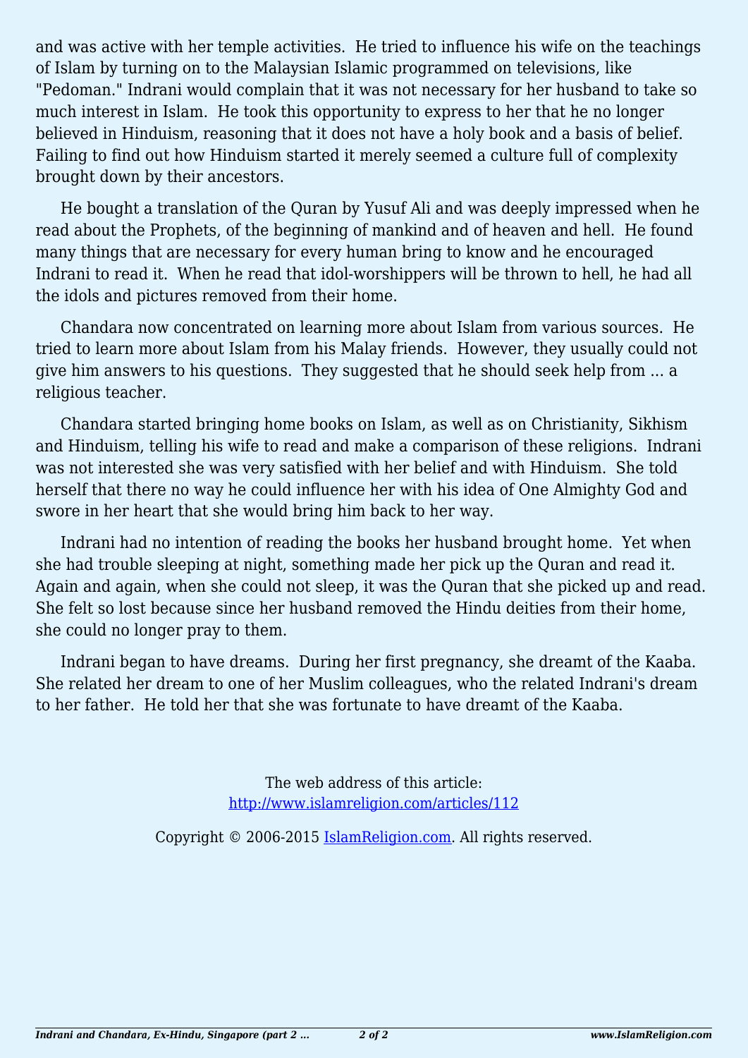and was active with her temple activities. He tried to influence his wife on the teachings of Islam by turning on to the Malaysian Islamic programmed on televisions, like "Pedoman." Indrani would complain that it was not necessary for her husband to take so much interest in Islam. He took this opportunity to express to her that he no longer believed in Hinduism, reasoning that it does not have a holy book and a basis of belief. Failing to find out how Hinduism started it merely seemed a culture full of complexity brought down by their ancestors.

He bought a translation of the Quran by Yusuf Ali and was deeply impressed when he read about the Prophets, of the beginning of mankind and of heaven and hell. He found many things that are necessary for every human bring to know and he encouraged Indrani to read it. When he read that idol-worshippers will be thrown to hell, he had all the idols and pictures removed from their home.

Chandara now concentrated on learning more about Islam from various sources. He tried to learn more about Islam from his Malay friends. However, they usually could not give him answers to his questions. They suggested that he should seek help from ... a religious teacher.

Chandara started bringing home books on Islam, as well as on Christianity, Sikhism and Hinduism, telling his wife to read and make a comparison of these religions. Indrani was not interested she was very satisfied with her belief and with Hinduism. She told herself that there no way he could influence her with his idea of One Almighty God and swore in her heart that she would bring him back to her way.

Indrani had no intention of reading the books her husband brought home. Yet when she had trouble sleeping at night, something made her pick up the Quran and read it. Again and again, when she could not sleep, it was the Quran that she picked up and read. She felt so lost because since her husband removed the Hindu deities from their home, she could no longer pray to them.

Indrani began to have dreams. During her first pregnancy, she dreamt of the Kaaba. She related her dream to one of her Muslim colleagues, who the related Indrani's dream to her father. He told her that she was fortunate to have dreamt of the Kaaba.

The web address of this article:
http://www.islamreligion.com/articles/112

Copyright © 2006-2015 IslamReligion.com. All rights reserved.